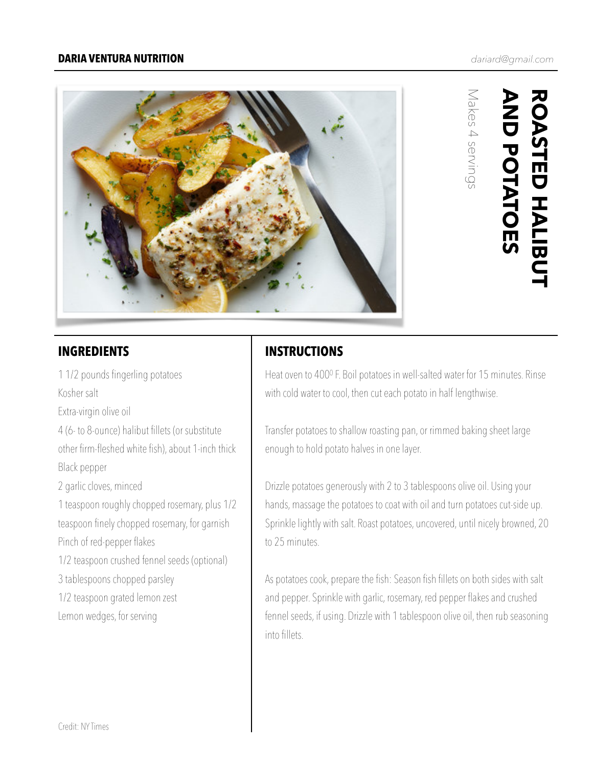**DARIA VENTURA NUTRITION**

*dariard@gmail.com*

# ROASTED HALIBUT AND POTATOES

Makes 4 servings

## INGREDIENTS

1 1/2 pounds fingerling potatoes

Kosher salt

Extra-virgin olive oil

4 (6- to 8-ounce) halibut fillets (or substitute other firm-fleshed white fish), about 1-inch thick

Black pepper

2 garlic cloves, minced

1 teaspoon roughly chopped rosemary, plus 1/2 teaspoon finely chopped rosemary, for garnish

Pinch of red-pepper flakes

1/2 teaspoon crushed fennel seeds (optional)

3 tablespoons chopped parsley

1/2 teaspoon grated lemon zest

Lemon wedges, for serving

## INSTRUCTIONS

Heat oven to 400° F. Boil potatoes in well-salted water for 15 minutes. Rinse with cold water to cool, then cut each potato in half lengthwise.

Transfer potatoes to shallow roasting pan, or rimmed baking sheet large enough to hold potato halves in one layer.

Drizzle potatoes generously with 2 to 3 tablespoons olive oil. Using your hands, massage the potatoes to coat with oil and turn potatoes cut-side up. Sprinkle lightly with salt. Roast potatoes, uncovered, until nicely browned, 20 to 25 minutes.

As potatoes cook, prepare the fish: Season fish fillets on both sides with salt and pepper. Sprinkle with garlic, rosemary, red pepper flakes and crushed fennel seeds, if using. Drizzle with 1 tablespoon olive oil, then rub seasoning into fillets.

Credit: NY Times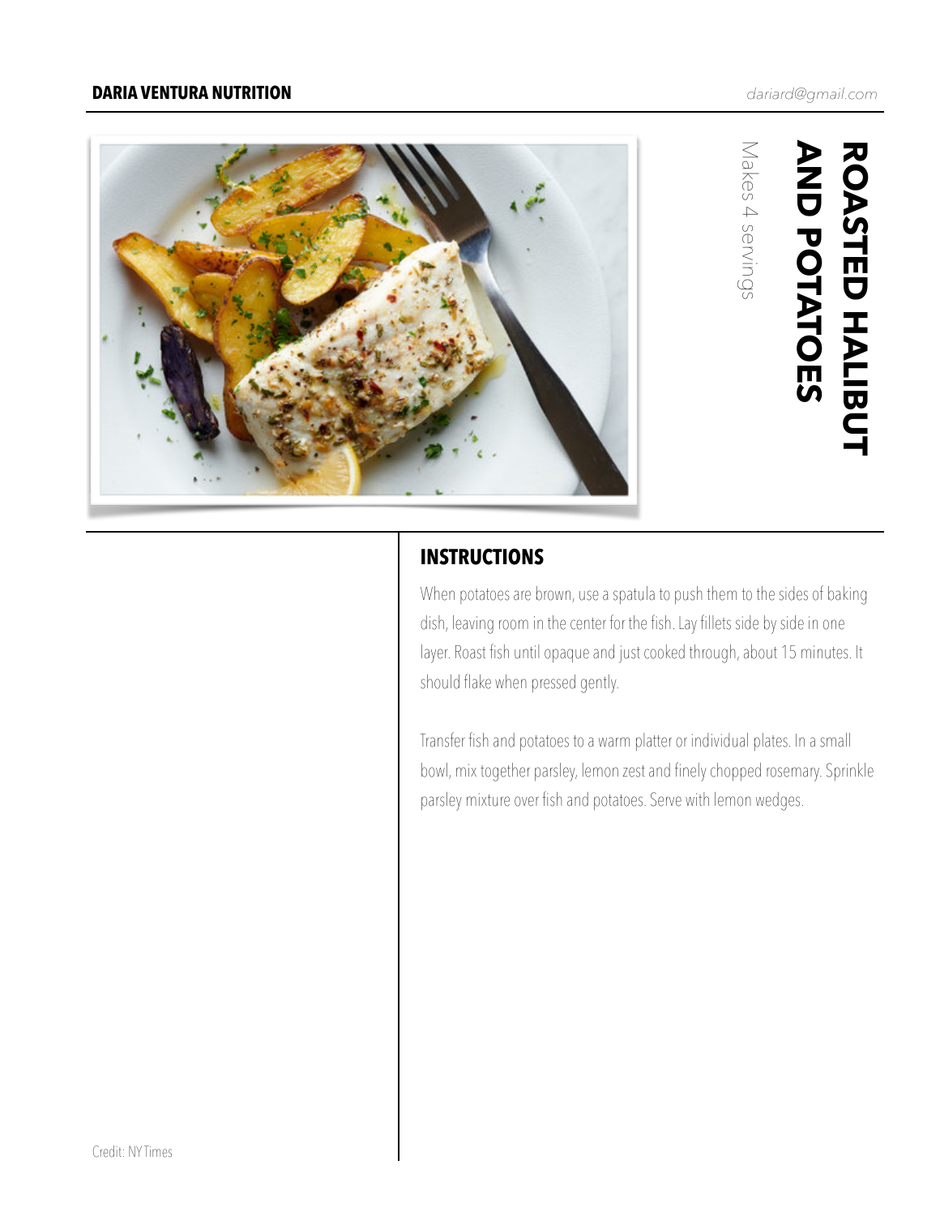**DARIA VENTURA NUTRITION**

*dariard@gmail.com*

# ROASTED HALIBUT AND POTATOES

Makes 4 servings

## INSTRUCTIONS

When potatoes are brown, use a spatula to push them to the sides of baking dish, leaving room in the center for the fish. Lay fillets side by side in one layer. Roast fish until opaque and just cooked through, about 15 minutes. It should flake when pressed gently.

Transfer fish and potatoes to a warm platter or individual plates. In a small bowl, mix together parsley, lemon zest and finely chopped rosemary. Sprinkle parsley mixture over fish and potatoes. Serve with lemon wedges.

Credit: NY Times